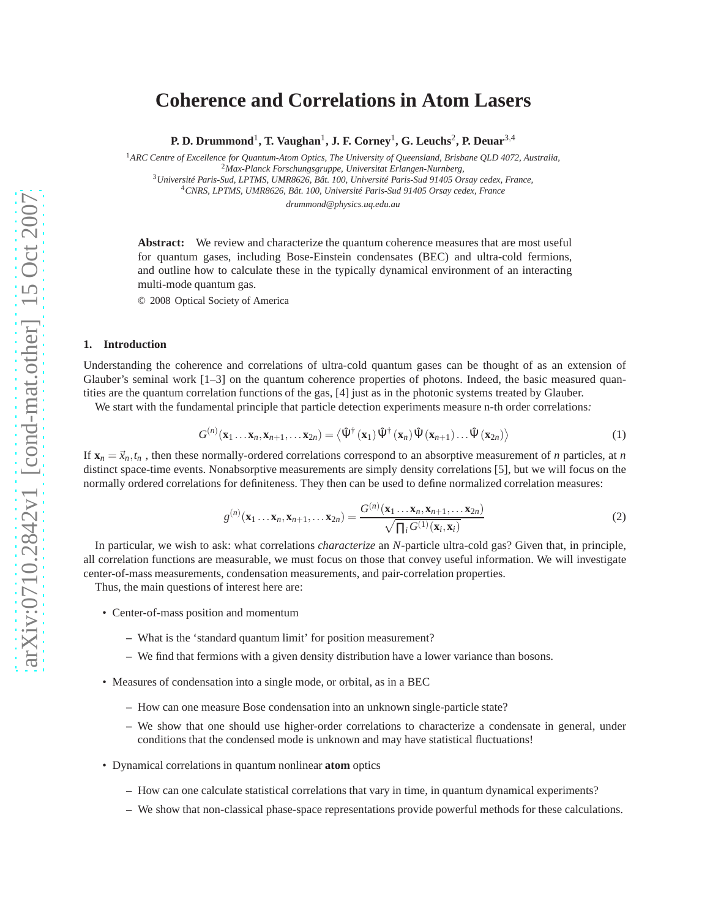# Coherence and Correlations in Atom Lasers

**P. D. Drummond[1], T. Vaughan[1], J. F. Corney[1], G. Leuchs[2], P. Deuar[3,4]**

[1] *ARC Centre of Excellence for Quantum-Atom Optics, The University of Queensland, Brisbane QLD 4072, Australia,*
[2] *Max-Planck Forschungsgruppe, Universitat Erlangen-Nurnberg,*
[3] *Université Paris-Sud, LPTMS, UMR8626, Bât. 100, Université Paris-Sud 91405 Orsay cedex, France,*
[4] *CNRS, LPTMS, UMR8626, Bât. 100, Université Paris-Sud 91405 Orsay cedex, France*
*drummond@physics.uq.edu.au*

**Abstract:** We review and characterize the quantum coherence measures that are most useful for quantum gases, including Bose-Einstein condensates (BEC) and ultra-cold fermions, and outline how to calculate these in the typically dynamical environment of an interacting multi-mode quantum gas.

© 2008 Optical Society of America

## 1. Introduction

Understanding the coherence and correlations of ultra-cold quantum gases can be thought of as an extension of Glauber's seminal work [1–3] on the quantum coherence properties of photons. Indeed, the basic measured quantities are the quantum correlation functions of the gas, [4] just as in the photonic systems treated by Glauber.

We start with the fundamental principle that particle detection experiments measure n-th order correlations*:*

$$G^{(n)}(\mathbf{x}_1 \dots \mathbf{x}_n, \mathbf{x}_{n+1}, \dots \mathbf{x}_{2n}) = \left\langle \hat{\Psi}^{\dagger}(\mathbf{x}_1) \hat{\Psi}^{\dagger}(\mathbf{x}_n) \hat{\Psi}(\mathbf{x}_{n+1}) \dots \hat{\Psi}(\mathbf{x}_{2n}) \right\rangle \tag{1}$$

If $\mathbf{x}_n = \vec{x}_n, t_n$ , then these normally-ordered correlations correspond to an absorptive measurement of $n$ particles, at $n$ distinct space-time events. Nonabsorptive measurements are simply density correlations [5], but we will focus on the normally ordered correlations for definiteness. They then can be used to define normalized correlation measures:

$$g^{(n)}(\mathbf{x}_1 \dots \mathbf{x}_n, \mathbf{x}_{n+1}, \dots \mathbf{x}_{2n}) = \frac{G^{(n)}(\mathbf{x}_1 \dots \mathbf{x}_n, \mathbf{x}_{n+1}, \dots \mathbf{x}_{2n})}{\sqrt{\prod_i G^{(1)}(\mathbf{x}_i, \mathbf{x}_i)}} \tag{2}$$

In particular, we wish to ask: what correlations *characterize* an $N$-particle ultra-cold gas? Given that, in principle, all correlation functions are measurable, we must focus on those that convey useful information. We will investigate center-of-mass measurements, condensation measurements, and pair-correlation properties.

Thus, the main questions of interest here are:

- Center-of-mass position and momentum
  - What is the 'standard quantum limit' for position measurement?
  - We find that fermions with a given density distribution have a lower variance than bosons.
- Measures of condensation into a single mode, or orbital, as in a BEC
  - How can one measure Bose condensation into an unknown single-particle state?
  - We show that one should use higher-order correlations to characterize a condensate in general, under conditions that the condensed mode is unknown and may have statistical fluctuations!
- Dynamical correlations in quantum nonlinear **atom** optics
  - How can one calculate statistical correlations that vary in time, in quantum dynamical experiments?
  - We show that non-classical phase-space representations provide powerful methods for these calculations.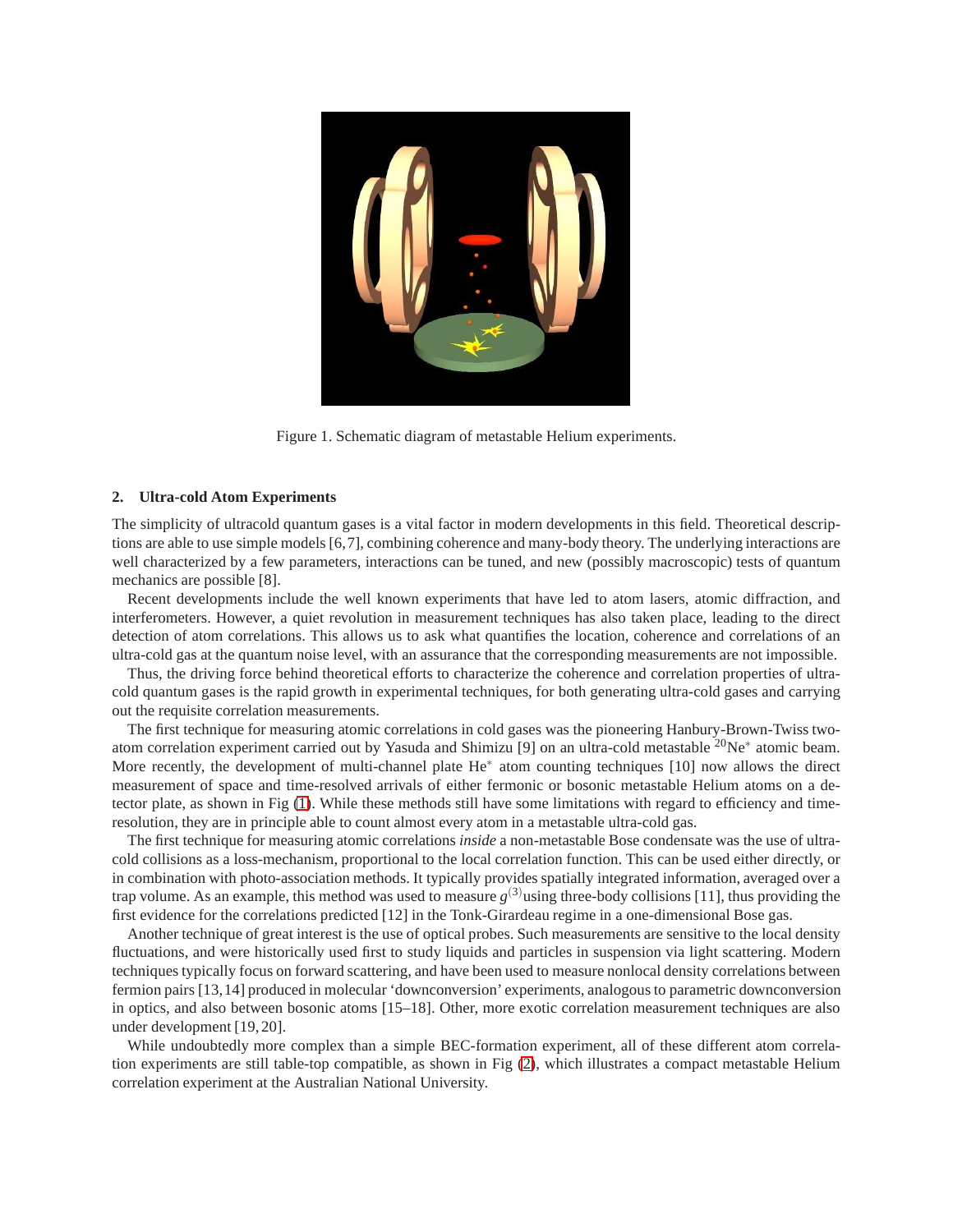Figure 1. Schematic diagram of metastable Helium experiments.

## 2. Ultra-cold Atom Experiments

The simplicity of ultracold quantum gases is a vital factor in modern developments in this field. Theoretical descriptions are able to use simple models [6,7], combining coherence and many-body theory. The underlying interactions are well characterized by a few parameters, interactions can be tuned, and new (possibly macroscopic) tests of quantum mechanics are possible [8].

Recent developments include the well known experiments that have led to atom lasers, atomic diffraction, and interferometers. However, a quiet revolution in measurement techniques has also taken place, leading to the direct detection of atom correlations. This allows us to ask what quantifies the location, coherence and correlations of an ultra-cold gas at the quantum noise level, with an assurance that the corresponding measurements are not impossible.

Thus, the driving force behind theoretical efforts to characterize the coherence and correlation properties of ultra-cold quantum gases is the rapid growth in experimental techniques, for both generating ultra-cold gases and carrying out the requisite correlation measurements.

The first technique for measuring atomic correlations in cold gases was the pioneering Hanbury-Brown-Twiss two-atom correlation experiment carried out by Yasuda and Shimizu [9] on an ultra-cold metastable $^{20}Ne^{*}$ atomic beam. More recently, the development of multi-channel plate $He^{*}$ atom counting techniques [10] now allows the direct measurement of space and time-resolved arrivals of either fermionic or bosonic metastable Helium atoms on a detector plate, as shown in Fig (1). While these methods still have some limitations with regard to efficiency and time-resolution, they are in principle able to count almost every atom in a metastable ultra-cold gas.

The first technique for measuring atomic correlations *inside* a non-metastable Bose condensate was the use of ultra-cold collisions as a loss-mechanism, proportional to the local correlation function. This can be used either directly, or in combination with photo-association methods. It typically provides spatially integrated information, averaged over a trap volume. As an example, this method was used to measure $g^{(3)}$ using three-body collisions [11], thus providing the first evidence for the correlations predicted [12] in the Tonk-Girardeau regime in a one-dimensional Bose gas.

Another technique of great interest is the use of optical probes. Such measurements are sensitive to the local density fluctuations, and were historically used first to study liquids and particles in suspension via light scattering. Modern techniques typically focus on forward scattering, and have been used to measure nonlocal density correlations between fermion pairs [13,14] produced in molecular 'downconversion' experiments, analogous to parametric downconversion in optics, and also between bosonic atoms [15–18]. Other, more exotic correlation measurement techniques are also under development [19,20].

While undoubtedly more complex than a simple BEC-formation experiment, all of these different atom correlation experiments are still table-top compatible, as shown in Fig (2), which illustrates a compact metastable Helium correlation experiment at the Australian National University.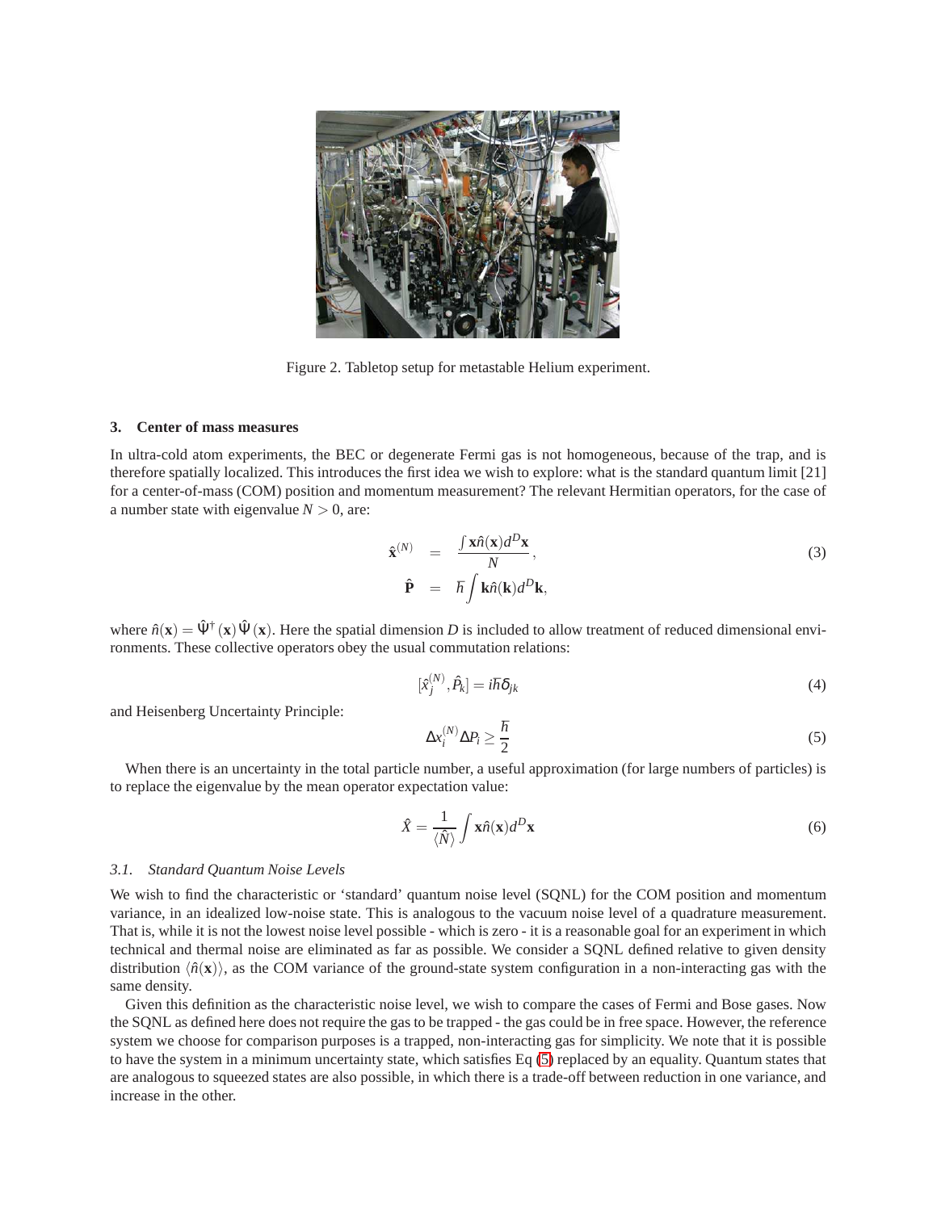Figure 2. Tabletop setup for metastable Helium experiment.

### 3. Center of mass measures

In ultra-cold atom experiments, the BEC or degenerate Fermi gas is not homogeneous, because of the trap, and is therefore spatially localized. This introduces the first idea we wish to explore: what is the standard quantum limit [21] for a center-of-mass (COM) position and momentum measurement? The relevant Hermitian operators, for the case of a number state with eigenvalue $N > 0$, are:

$$
\begin{aligned}
\hat{\mathbf{x}}^{(N)} &= \frac{\int \mathbf{x}\hat{n}(\mathbf{x})d^D\mathbf{x}}{N}, \\
\hat{\mathbf{P}} &= \hbar \int \mathbf{k}\hat{n}(\mathbf{k})d^D\mathbf{k},
\end{aligned}
\tag{3}
$$

where $\hat{n}(\mathbf{x}) = \hat{\Psi}^\dagger(\mathbf{x})\hat{\Psi}(\mathbf{x})$. Here the spatial dimension $D$ is included to allow treatment of reduced dimensional environments. These collective operators obey the usual commutation relations:

$$
[\hat{x}_j^{(N)}, \hat{P}_k] = i\hbar\delta_{jk} \tag{4}
$$

and Heisenberg Uncertainty Principle:

$$
\Delta x_i^{(N)} \Delta P_i \geq \frac{\hbar}{2} \tag{5}
$$

When there is an uncertainty in the total particle number, a useful approximation (for large numbers of particles) is to replace the eigenvalue by the mean operator expectation value:

$$
\hat{X} = \frac{1}{\langle \hat{N} \rangle} \int \mathbf{x}\hat{n}(\mathbf{x})d^D\mathbf{x} \tag{6}
$$

#### *3.1. Standard Quantum Noise Levels*

We wish to find the characteristic or 'standard' quantum noise level (SQNL) for the COM position and momentum variance, in an idealized low-noise state. This is analogous to the vacuum noise level of a quadrature measurement. That is, while it is not the lowest noise level possible - which is zero - it is a reasonable goal for an experiment in which technical and thermal noise are eliminated as far as possible. We consider a SQNL defined relative to given density distribution $\langle \hat{n}(\mathbf{x}) \rangle$, as the COM variance of the ground-state system configuration in a non-interacting gas with the same density.

Given this definition as the characteristic noise level, we wish to compare the cases of Fermi and Bose gases. Now the SQNL as defined here does not require the gas to be trapped - the gas could be in free space. However, the reference system we choose for comparison purposes is a trapped, non-interacting gas for simplicity. We note that it is possible to have the system in a minimum uncertainty state, which satisfies Eq (5) replaced by an equality. Quantum states that are analogous to squeezed states are also possible, in which there is a trade-off between reduction in one variance, and increase in the other.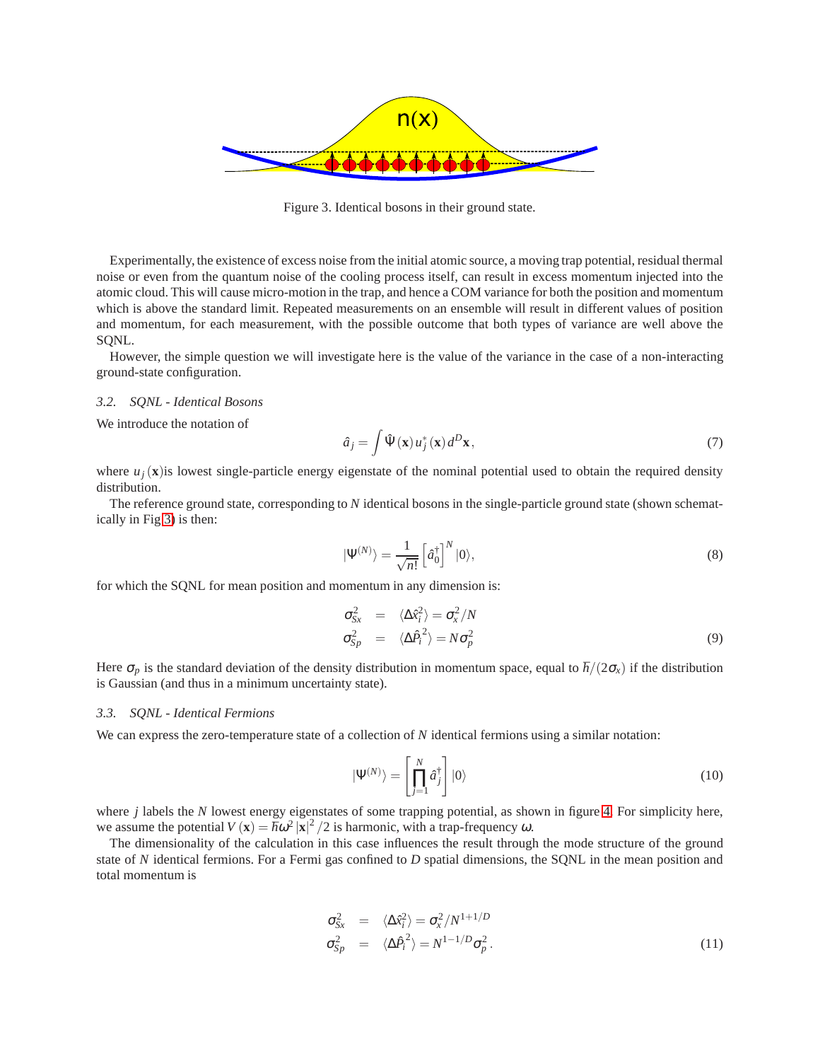Figure 3. Identical bosons in their ground state.

Experimentally, the existence of excess noise from the initial atomic source, a moving trap potential, residual thermal noise or even from the quantum noise of the cooling process itself, can result in excess momentum injected into the atomic cloud. This will cause micro-motion in the trap, and hence a COM variance for both the position and momentum which is above the standard limit. Repeated measurements on an ensemble will result in different values of position and momentum, for each measurement, with the possible outcome that both types of variance are well above the SQNL.

However, the simple question we will investigate here is the value of the variance in the case of a non-interacting ground-state configuration.

### *3.2. SQNL - Identical Bosons*

We introduce the notation of

$$\hat{a}_j = \int \hat{\Psi}(\mathbf{x})\, u_j^*(\mathbf{x})\, d^D\mathbf{x}, \tag{7}$$

where $u_j(\mathbf{x})$is lowest single-particle energy eigenstate of the nominal potential used to obtain the required density distribution.

The reference ground state, corresponding to $N$ identical bosons in the single-particle ground state (shown schematically in Fig.3) is then:

$$|\Psi^{(N)}\rangle = \frac{1}{\sqrt{n!}}\left[\hat{a}_0^\dagger\right]^N |0\rangle, \tag{8}$$

for which the SQNL for mean position and momentum in any dimension is:

$$\begin{aligned} \sigma_{Sx}^2 &= \langle \Delta \hat{x}_i^2 \rangle = \sigma_x^2 / N \\ \sigma_{Sp}^2 &= \langle \Delta \hat{P}_i^{\,2} \rangle = N \sigma_p^2 \end{aligned} \tag{9}$$

Here $\sigma_p$ is the standard deviation of the density distribution in momentum space, equal to $\hbar/(2\sigma_x)$ if the distribution is Gaussian (and thus in a minimum uncertainty state).

### *3.3. SQNL - Identical Fermions*

We can express the zero-temperature state of a collection of $N$ identical fermions using a similar notation:

$$|\Psi^{(N)}\rangle = \left[\prod_{j=1}^{N} \hat{a}_j^\dagger\right]|0\rangle \tag{10}$$

where $j$ labels the $N$ lowest energy eigenstates of some trapping potential, as shown in figure 4. For simplicity here, we assume the potential $V(\mathbf{x}) = \hbar\omega^2 |\mathbf{x}|^2/2$ is harmonic, with a trap-frequency $\omega$.

The dimensionality of the calculation in this case influences the result through the mode structure of the ground state of $N$ identical fermions. For a Fermi gas confined to $D$ spatial dimensions, the SQNL in the mean position and total momentum is

$$\begin{aligned} \sigma_{Sx}^2 &= \langle \Delta \hat{x}_i^2 \rangle = \sigma_x^2 / N^{1+1/D} \\ \sigma_{Sp}^2 &= \langle \Delta \hat{P}_i^{\,2} \rangle = N^{1-1/D} \sigma_p^2 . \end{aligned} \tag{11}$$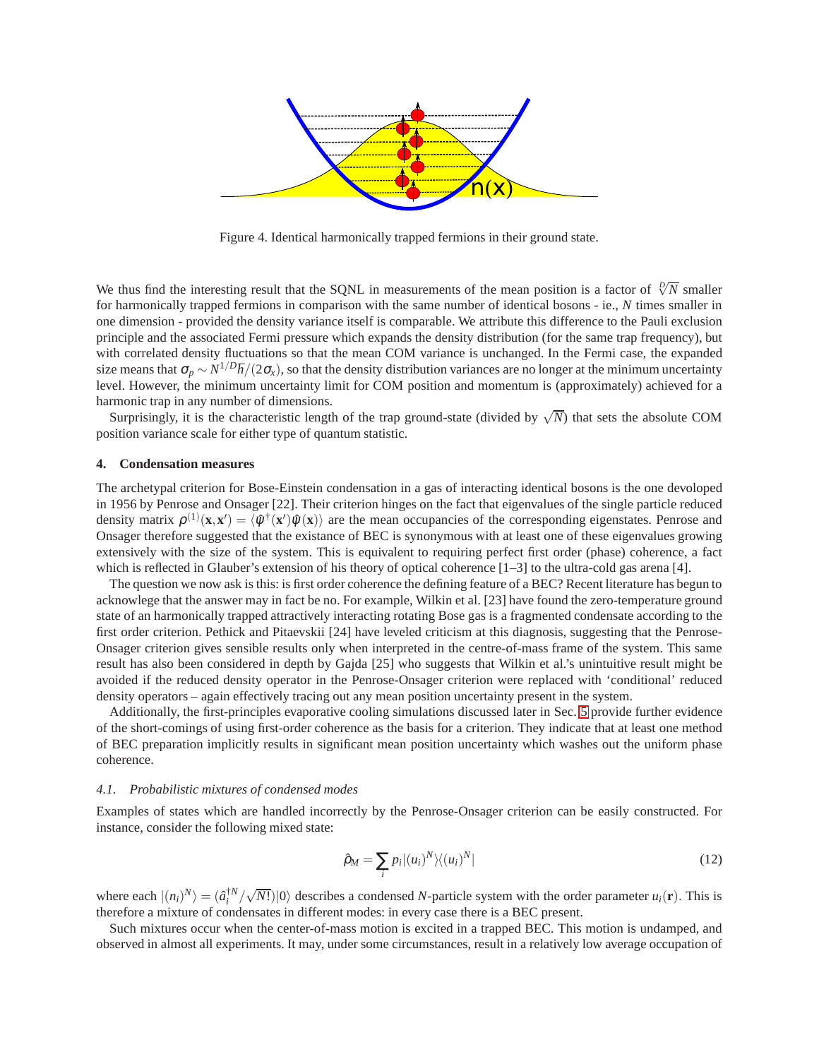Figure 4. Identical harmonically trapped fermions in their ground state.

We thus find the interesting result that the SQNL in measurements of the mean position is a factor of $\sqrt[D]{N}$ smaller for harmonically trapped fermions in comparison with the same number of identical bosons - ie., $N$ times smaller in one dimension - provided the density variance itself is comparable. We attribute this difference to the Pauli exclusion principle and the associated Fermi pressure which expands the density distribution (for the same trap frequency), but with correlated density fluctuations so that the mean COM variance is unchanged. In the Fermi case, the expanded size means that $\sigma_p \sim N^{1/D}\hbar/(2\sigma_x)$, so that the density distribution variances are no longer at the minimum uncertainty level. However, the minimum uncertainty limit for COM position and momentum is (approximately) achieved for a harmonic trap in any number of dimensions.

Surprisingly, it is the characteristic length of the trap ground-state (divided by $\sqrt{N}$) that sets the absolute COM position variance scale for either type of quantum statistic.

## 4. Condensation measures

The archetypal criterion for Bose-Einstein condensation in a gas of interacting identical bosons is the one devoloped in 1956 by Penrose and Onsager [22]. Their criterion hinges on the fact that eigenvalues of the single particle reduced density matrix $\rho^{(1)}(\mathbf{x},\mathbf{x}') = \langle \hat{\psi}^\dagger(\mathbf{x}')\hat{\psi}(\mathbf{x})\rangle$ are the mean occupancies of the corresponding eigenstates. Penrose and Onsager therefore suggested that the existance of BEC is synonymous with at least one of these eigenvalues growing extensively with the size of the system. This is equivalent to requiring perfect first order (phase) coherence, a fact which is reflected in Glauber's extension of his theory of optical coherence [1–3] to the ultra-cold gas arena [4].

The question we now ask is this: is first order coherence the defining feature of a BEC? Recent literature has begun to acknowlege that the answer may in fact be no. For example, Wilkin et al. [23] have found the zero-temperature ground state of an harmonically trapped attractively interacting rotating Bose gas is a fragmented condensate according to the first order criterion. Pethick and Pitaevskii [24] have leveled criticism at this diagnosis, suggesting that the Penrose-Onsager criterion gives sensible results only when interpreted in the centre-of-mass frame of the system. This same result has also been considered in depth by Gajda [25] who suggests that Wilkin et al.'s unintuitive result might be avoided if the reduced density operator in the Penrose-Onsager criterion were replaced with 'conditional' reduced density operators – again effectively tracing out any mean position uncertainty present in the system.

Additionally, the first-principles evaporative cooling simulations discussed later in Sec. 5 provide further evidence of the short-comings of using first-order coherence as the basis for a criterion. They indicate that at least one method of BEC preparation implicitly results in significant mean position uncertainty which washes out the uniform phase coherence.

### *4.1. Probabilistic mixtures of condensed modes*

Examples of states which are handled incorrectly by the Penrose-Onsager criterion can be easily constructed. For instance, consider the following mixed state:

$$\hat{\rho}_M = \sum_i p_i |(u_i)^N\rangle\langle(u_i)^N| \tag{12}$$

where each $|(n_i)^N\rangle = (\hat{a}_i^{\dagger N}/\sqrt{N!})|0\rangle$ describes a condensed $N$-particle system with the order parameter $u_i(\mathbf{r})$. This is therefore a mixture of condensates in different modes: in every case there is a BEC present.

Such mixtures occur when the center-of-mass motion is excited in a trapped BEC. This motion is undamped, and observed in almost all experiments. It may, under some circumstances, result in a relatively low average occupation of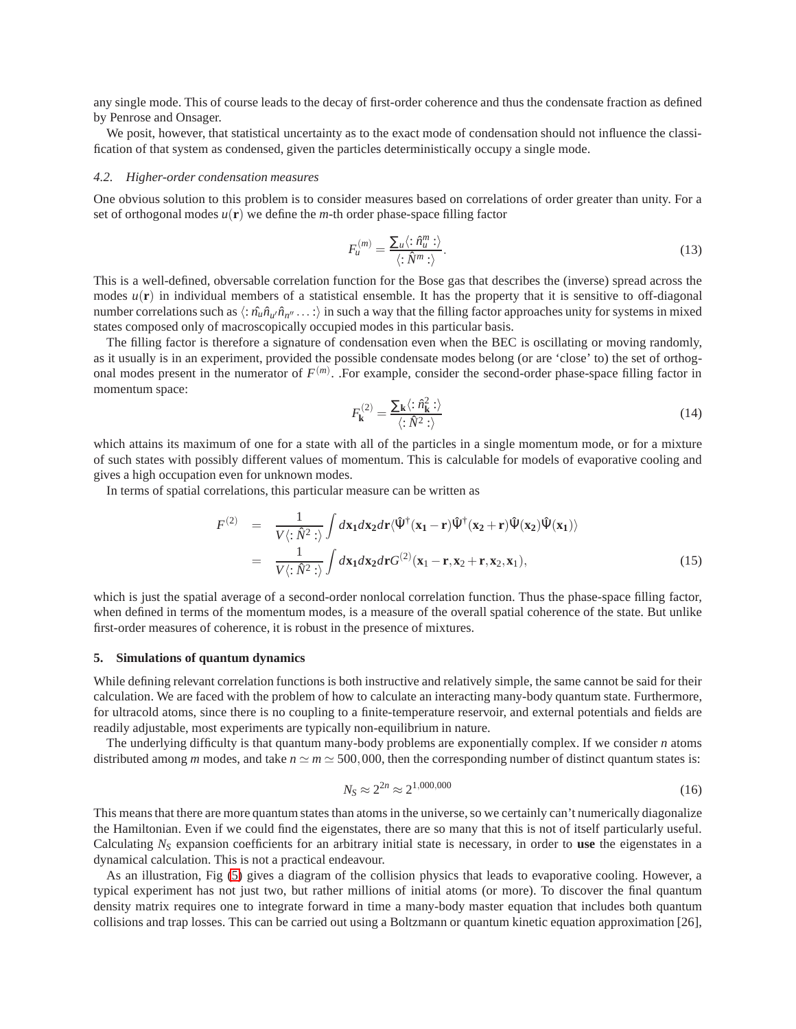any single mode. This of course leads to the decay of first-order coherence and thus the condensate fraction as defined by Penrose and Onsager.

We posit, however, that statistical uncertainty as to the exact mode of condensation should not influence the classification of that system as condensed, given the particles deterministically occupy a single mode.

### *4.2. Higher-order condensation measures*

One obvious solution to this problem is to consider measures based on correlations of order greater than unity. For a set of orthogonal modes $u(\mathbf{r})$ we define the $m$-th order phase-space filling factor

$$F_u^{(m)} = \frac{\sum_u \langle :\hat{n}_u^m: \rangle}{\langle :\hat{N}^m: \rangle}. \tag{13}$$

This is a well-defined, obversable correlation function for the Bose gas that describes the (inverse) spread across the modes $u(\mathbf{r})$ in individual members of a statistical ensemble. It has the property that it is sensitive to off-diagonal number correlations such as $\langle :\hat{n}_u \hat{n}_{u'} \hat{n}_{n''} \ldots : \rangle$ in such a way that the filling factor approaches unity for systems in mixed states composed only of macroscopically occupied modes in this particular basis.

The filling factor is therefore a signature of condensation even when the BEC is oscillating or moving randomly, as it usually is in an experiment, provided the possible condensate modes belong (or are 'close' to) the set of orthogonal modes present in the numerator of $F^{(m)}$. .For example, consider the second-order phase-space filling factor in momentum space:

$$F_{\mathbf{k}}^{(2)} = \frac{\sum_{\mathbf{k}} \langle :\hat{n}_{\mathbf{k}}^2: \rangle}{\langle :\hat{N}^2: \rangle} \tag{14}$$

which attains its maximum of one for a state with all of the particles in a single momentum mode, or for a mixture of such states with possibly different values of momentum. This is calculable for models of evaporative cooling and gives a high occupation even for unknown modes.

In terms of spatial correlations, this particular measure can be written as

$$\begin{aligned}
F^{(2)} &= \frac{1}{V \langle :\hat{N}^2: \rangle} \int d\mathbf{x_1} d\mathbf{x_2} d\mathbf{r} \langle \hat{\Psi}^\dagger(\mathbf{x_1} - \mathbf{r}) \hat{\Psi}^\dagger(\mathbf{x_2} + \mathbf{r}) \hat{\Psi}(\mathbf{x_2}) \hat{\Psi}(\mathbf{x_1}) \rangle \\
&= \frac{1}{V \langle :\hat{N}^2: \rangle} \int d\mathbf{x_1} d\mathbf{x_2} d\mathbf{r} G^{(2)}(\mathbf{x}_1 - \mathbf{r}, \mathbf{x}_2 + \mathbf{r}, \mathbf{x}_2, \mathbf{x}_1),
\end{aligned} \tag{15}$$

which is just the spatial average of a second-order nonlocal correlation function. Thus the phase-space filling factor, when defined in terms of the momentum modes, is a measure of the overall spatial coherence of the state. But unlike first-order measures of coherence, it is robust in the presence of mixtures.

## 5. Simulations of quantum dynamics

While defining relevant correlation functions is both instructive and relatively simple, the same cannot be said for their calculation. We are faced with the problem of how to calculate an interacting many-body quantum state. Furthermore, for ultracold atoms, since there is no coupling to a finite-temperature reservoir, and external potentials and fields are readily adjustable, most experiments are typically non-equilibrium in nature.

The underlying difficulty is that quantum many-body problems are exponentially complex. If we consider $n$ atoms distributed among $m$ modes, and take $n \simeq m \simeq 500,000$, then the corresponding number of distinct quantum states is:

$$N_S \approx 2^{2n} \approx 2^{1,000,000} \tag{16}$$

This means that there are more quantum states than atoms in the universe, so we certainly can't numerically diagonalize the Hamiltonian. Even if we could find the eigenstates, there are so many that this is not of itself particularly useful. Calculating $N_S$ expansion coefficients for an arbitrary initial state is necessary, in order to **use** the eigenstates in a dynamical calculation. This is not a practical endeavour.

As an illustration, Fig (5) gives a diagram of the collision physics that leads to evaporative cooling. However, a typical experiment has not just two, but rather millions of initial atoms (or more). To discover the final quantum density matrix requires one to integrate forward in time a many-body master equation that includes both quantum collisions and trap losses. This can be carried out using a Boltzmann or quantum kinetic equation approximation [26],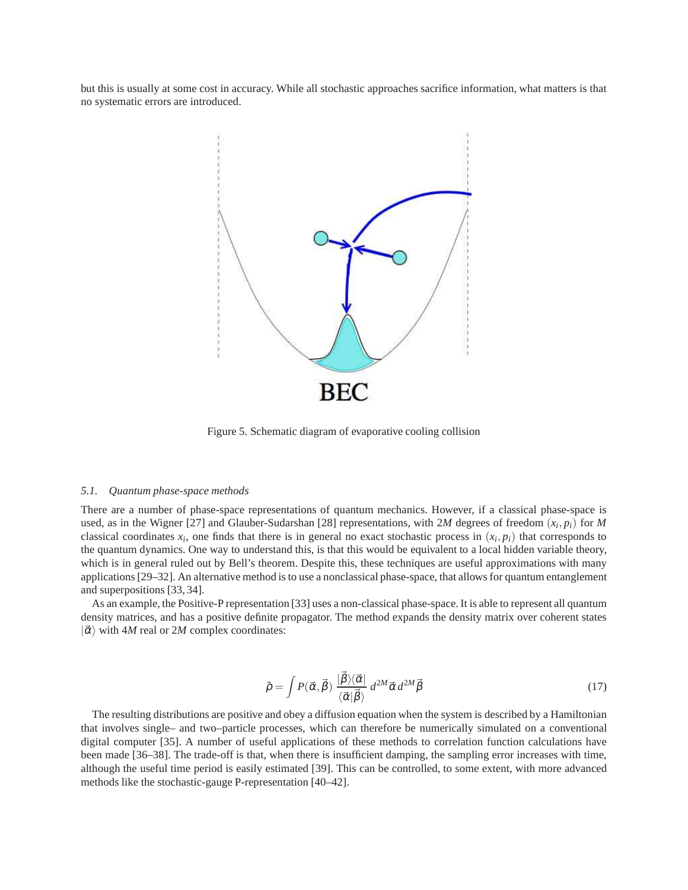but this is usually at some cost in accuracy. While all stochastic approaches sacrifice information, what matters is that no systematic errors are introduced.

Figure 5. Schematic diagram of evaporative cooling collision

### 5.1. *Quantum phase-space methods*

There are a number of phase-space representations of quantum mechanics. However, if a classical phase-space is used, as in the Wigner [27] and Glauber-Sudarshan [28] representations, with $2M$ degrees of freedom $(x_i, p_i)$ for $M$ classical coordinates $x_i$, one finds that there is in general no exact stochastic process in $(x_i, p_i)$ that corresponds to the quantum dynamics. One way to understand this, is that this would be equivalent to a local hidden variable theory, which is in general ruled out by Bell's theorem. Despite this, these techniques are useful approximations with many applications [29–32]. An alternative method is to use a nonclassical phase-space, that allows for quantum entanglement and superpositions [33, 34].

As an example, the Positive-P representation [33] uses a non-classical phase-space. It is able to represent all quantum density matrices, and has a positive definite propagator. The method expands the density matrix over coherent states $|\vec{\alpha}\rangle$ with $4M$ real or $2M$ complex coordinates:

$$\hat{\rho} = \int P(\vec{\alpha}, \vec{\beta}) \, \frac{|\vec{\beta}\rangle\langle\vec{\alpha}|}{\langle\vec{\alpha}|\vec{\beta}\rangle} \, d^{2M}\vec{\alpha} \, d^{2M}\vec{\beta} \tag{17}$$

The resulting distributions are positive and obey a diffusion equation when the system is described by a Hamiltonian that involves single– and two–particle processes, which can therefore be numerically simulated on a conventional digital computer [35]. A number of useful applications of these methods to correlation function calculations have been made [36–38]. The trade-off is that, when there is insufficient damping, the sampling error increases with time, although the useful time period is easily estimated [39]. This can be controlled, to some extent, with more advanced methods like the stochastic-gauge P-representation [40–42].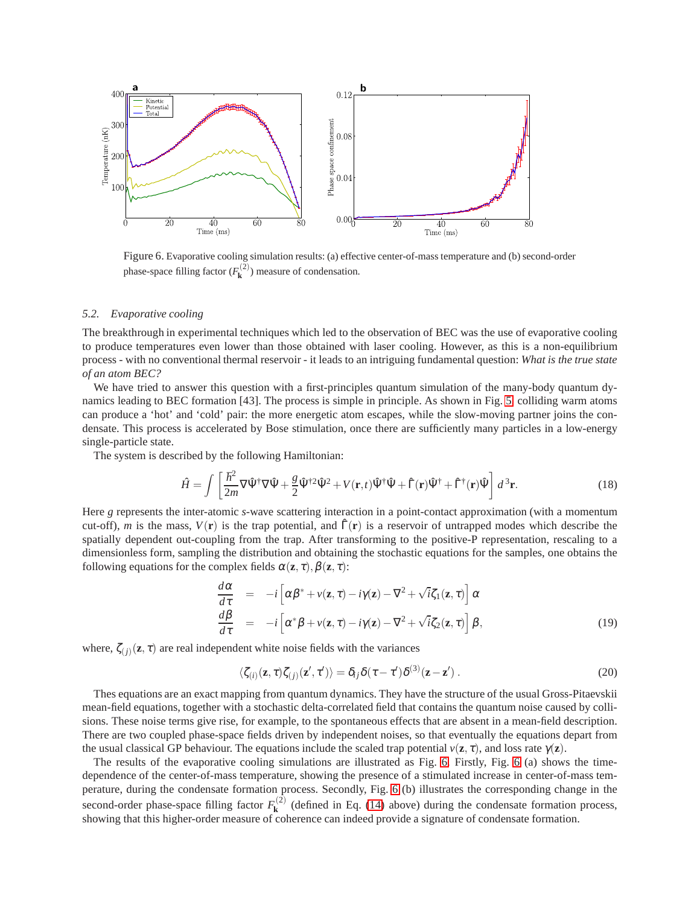Figure 6. Evaporative cooling simulation results: (a) effective center-of-mass temperature and (b) second-order phase-space filling factor ($F^{(2)}_{\mathbf{k}}$) measure of condensation.

### 5.2. Evaporative cooling

The breakthrough in experimental techniques which led to the observation of BEC was the use of evaporative cooling to produce temperatures even lower than those obtained with laser cooling. However, as this is a non-equilibrium process - with no conventional thermal reservoir - it leads to an intriguing fundamental question: *What is the true state of an atom BEC?*

We have tried to answer this question with a first-principles quantum simulation of the many-body quantum dynamics leading to BEC formation [43]. The process is simple in principle. As shown in Fig. 5 colliding warm atoms can produce a 'hot' and 'cold' pair: the more energetic atom escapes, while the slow-moving partner joins the condensate. This process is accelerated by Bose stimulation, once there are sufficiently many particles in a low-energy single-particle state.

The system is described by the following Hamiltonian:

$$\hat{H} = \int \left[ \frac{\hbar^2}{2m} \nabla \hat{\Psi}^\dagger \nabla \hat{\Psi} + \frac{g}{2} \hat{\Psi}^{\dagger 2} \hat{\Psi}^2 + V(\mathbf{r},t) \hat{\Psi}^\dagger \hat{\Psi} + \hat{\Gamma}(\mathbf{r}) \hat{\Psi}^\dagger + \hat{\Gamma}^\dagger(\mathbf{r}) \hat{\Psi} \right] d^3\mathbf{r}. \tag{18}$$

Here $g$ represents the inter-atomic $s$-wave scattering interaction in a point-contact approximation (with a momentum cut-off), $m$ is the mass, $V(\mathbf{r})$ is the trap potential, and $\hat{\Gamma}(\mathbf{r})$ is a reservoir of untrapped modes which describe the spatially dependent out-coupling from the trap. After transforming to the positive-P representation, rescaling to a dimensionless form, sampling the distribution and obtaining the stochastic equations for the samples, one obtains the following equations for the complex fields $\alpha(\mathbf{z},\tau), \beta(\mathbf{z},\tau)$:

$$\begin{aligned}
\frac{d\alpha}{d\tau} &= -i \left[ \alpha\beta^* + v(\mathbf{z},\tau) - i\gamma(\mathbf{z}) - \nabla^2 + \sqrt{i}\zeta_1(\mathbf{z},\tau) \right] \alpha \\
\frac{d\beta}{d\tau} &= -i \left[ \alpha^*\beta + v(\mathbf{z},\tau) - i\gamma(\mathbf{z}) - \nabla^2 + \sqrt{i}\zeta_2(\mathbf{z},\tau) \right] \beta,
\end{aligned} \tag{19}$$

where, $\zeta_{(j)}(\mathbf{z},\tau)$ are real independent white noise fields with the variances

$$\langle \zeta_{(i)}(\mathbf{z},\tau)\zeta_{(j)}(\mathbf{z}',\tau') \rangle = \delta_{ij}\delta(\tau-\tau')\delta^{(3)}(\mathbf{z}-\mathbf{z}'). \tag{20}$$

Thes equations are an exact mapping from quantum dynamics. They have the structure of the usual Gross-Pitaevskii mean-field equations, together with a stochastic delta-correlated field that contains the quantum noise caused by collisions. These noise terms give rise, for example, to the spontaneous effects that are absent in a mean-field description. There are two coupled phase-space fields driven by independent noises, so that eventually the equations depart from the usual classical GP behaviour. The equations include the scaled trap potential $v(\mathbf{z},\tau)$, and loss rate $\gamma(\mathbf{z})$.

The results of the evaporative cooling simulations are illustrated as Fig. 6. Firstly, Fig. 6 (a) shows the time-dependence of the center-of-mass temperature, showing the presence of a stimulated increase in center-of-mass temperature, during the condensate formation process. Secondly, Fig. 6 (b) illustrates the corresponding change in the second-order phase-space filling factor $F^{(2)}_{\mathbf{k}}$ (defined in Eq. (14) above) during the condensate formation process, showing that this higher-order measure of coherence can indeed provide a signature of condensate formation.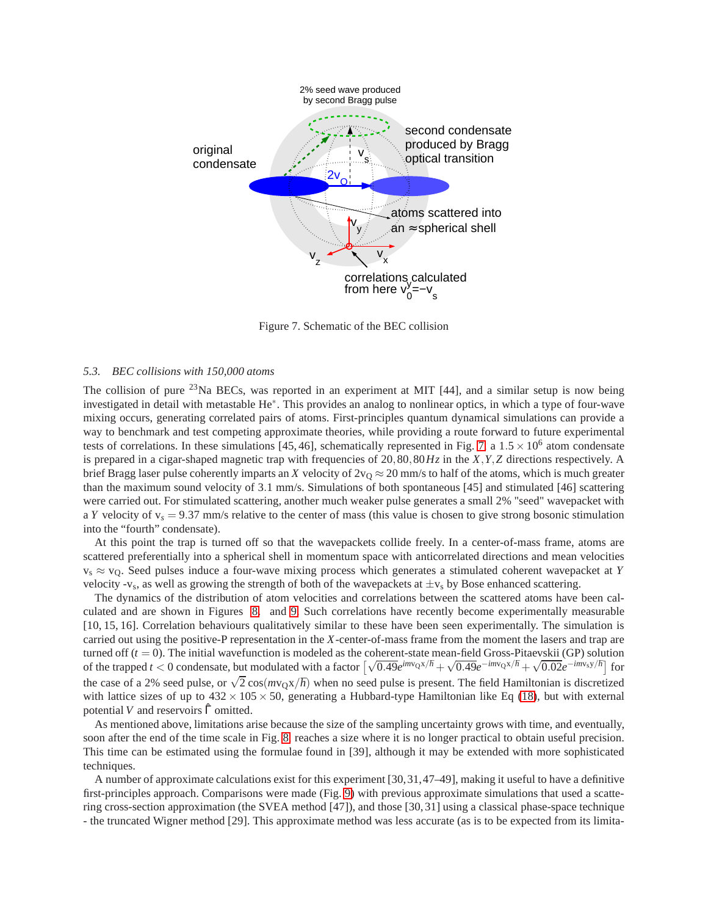Figure 7. Schematic of the BEC collision

### 5.3. BEC collisions with 150,000 atoms

The collision of pure $^{23}$Na BECs, was reported in an experiment at MIT [44], and a similar setup is now being investigated in detail with metastable He$^*$. This provides an analog to nonlinear optics, in which a type of four-wave mixing occurs, generating correlated pairs of atoms. First-principles quantum dynamical simulations can provide a way to benchmark and test competing approximate theories, while providing a route forward to future experimental tests of correlations. In these simulations [45, 46], schematically represented in Fig. 7, a $1.5 \times 10^6$ atom condensate is prepared in a cigar-shaped magnetic trap with frequencies of $20, 80, 80\,Hz$ in the $X, Y, Z$ directions respectively. A brief Bragg laser pulse coherently imparts an $X$ velocity of $2\mathrm{v}_\mathrm{Q} \approx 20$ mm/s to half of the atoms, which is much greater than the maximum sound velocity of 3.1 mm/s. Simulations of both spontaneous [45] and stimulated [46] scattering were carried out. For stimulated scattering, another much weaker pulse generates a small 2% "seed" wavepacket with a $Y$ velocity of $\mathrm{v}_s = 9.37$ mm/s relative to the center of mass (this value is chosen to give strong bosonic stimulation into the “fourth” condensate).

At this point the trap is turned off so that the wavepackets collide freely. In a center-of-mass frame, atoms are scattered preferentially into a spherical shell in momentum space with anticorrelated directions and mean velocities $\mathrm{v}_\mathrm{s} \approx \mathrm{v}_\mathrm{Q}$. Seed pulses induce a four-wave mixing process which generates a stimulated coherent wavepacket at $Y$ velocity -$\mathrm{v}_\mathrm{s}$, as well as growing the strength of both of the wavepackets at $\pm\mathrm{v}_\mathrm{s}$ by Bose enhanced scattering.

The dynamics of the distribution of atom velocities and correlations between the scattered atoms have been calculated and are shown in Figures 8, and 9. Such correlations have recently become experimentally measurable [10, 15, 16]. Correlation behaviours qualitatively similar to these have been seen experimentally. The simulation is carried out using the positive-P representation in the $X$-center-of-mass frame from the moment the lasers and trap are turned off ($t = 0$). The initial wavefunction is modeled as the coherent-state mean-field Gross-Pitaevskii (GP) solution of the trapped $t < 0$ condensate, but modulated with a factor $\left[\sqrt{0.49}e^{im\mathrm{v}_\mathrm{Q}\mathrm{x}/\hbar} + \sqrt{0.49}e^{-im\mathrm{v}_\mathrm{Q}\mathrm{x}/\hbar} + \sqrt{0.02}e^{-im\mathrm{v}_\mathrm{s}\mathrm{y}/\hbar}\right]$ for the case of a 2% seed pulse, or $\sqrt{2}\cos(m\mathrm{v}_\mathrm{Q}\mathrm{x}/\hbar)$ when no seed pulse is present. The field Hamiltonian is discretized with lattice sizes of up to $432 \times 105 \times 50$, generating a Hubbard-type Hamiltonian like Eq (18), but with external potential $V$ and reservoirs $\hat{\Gamma}$ omitted.

As mentioned above, limitations arise because the size of the sampling uncertainty grows with time, and eventually, soon after the end of the time scale in Fig. 8 reaches a size where it is no longer practical to obtain useful precision. This time can be estimated using the formulae found in [39], although it may be extended with more sophisticated techniques.

A number of approximate calculations exist for this experiment [30, 31, 47–49], making it useful to have a definitive first-principles approach. Comparisons were made (Fig. 9) with previous approximate simulations that used a scattering cross-section approximation (the SVEA method [47]), and those [30, 31] using a classical phase-space technique - the truncated Wigner method [29]. This approximate method was less accurate (as is to be expected from its limita-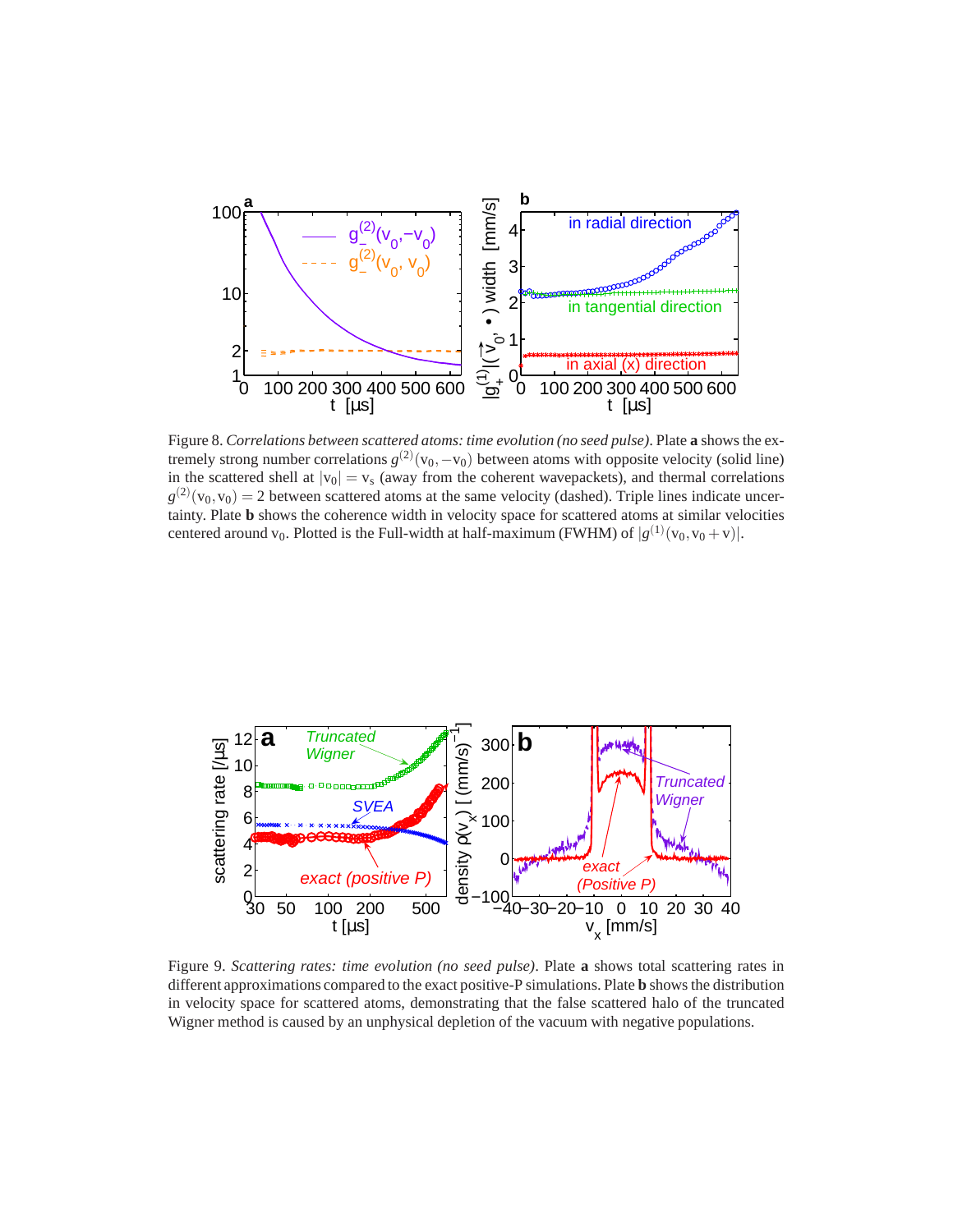Figure 8. *Correlations between scattered atoms: time evolution (no seed pulse)*. Plate **a** shows the extremely strong number correlations $g^{(2)}(\mathrm{v}_0, -\mathrm{v}_0)$ between atoms with opposite velocity (solid line) in the scattered shell at $|\mathrm{v}_0| = \mathrm{v}_s$ (away from the coherent wavepackets), and thermal correlations $g^{(2)}(\mathrm{v}_0, \mathrm{v}_0) = 2$ between scattered atoms at the same velocity (dashed). Triple lines indicate uncertainty. Plate **b** shows the coherence width in velocity space for scattered atoms at similar velocities centered around $\mathrm{v}_0$. Plotted is the Full-width at half-maximum (FWHM) of $|g^{(1)}(\mathrm{v}_0, \mathrm{v}_0 + \mathrm{v})|$.

Figure 9. *Scattering rates: time evolution (no seed pulse)*. Plate **a** shows total scattering rates in different approximations compared to the exact positive-P simulations. Plate **b** shows the distribution in velocity space for scattered atoms, demonstrating that the false scattered halo of the truncated Wigner method is caused by an unphysical depletion of the vacuum with negative populations.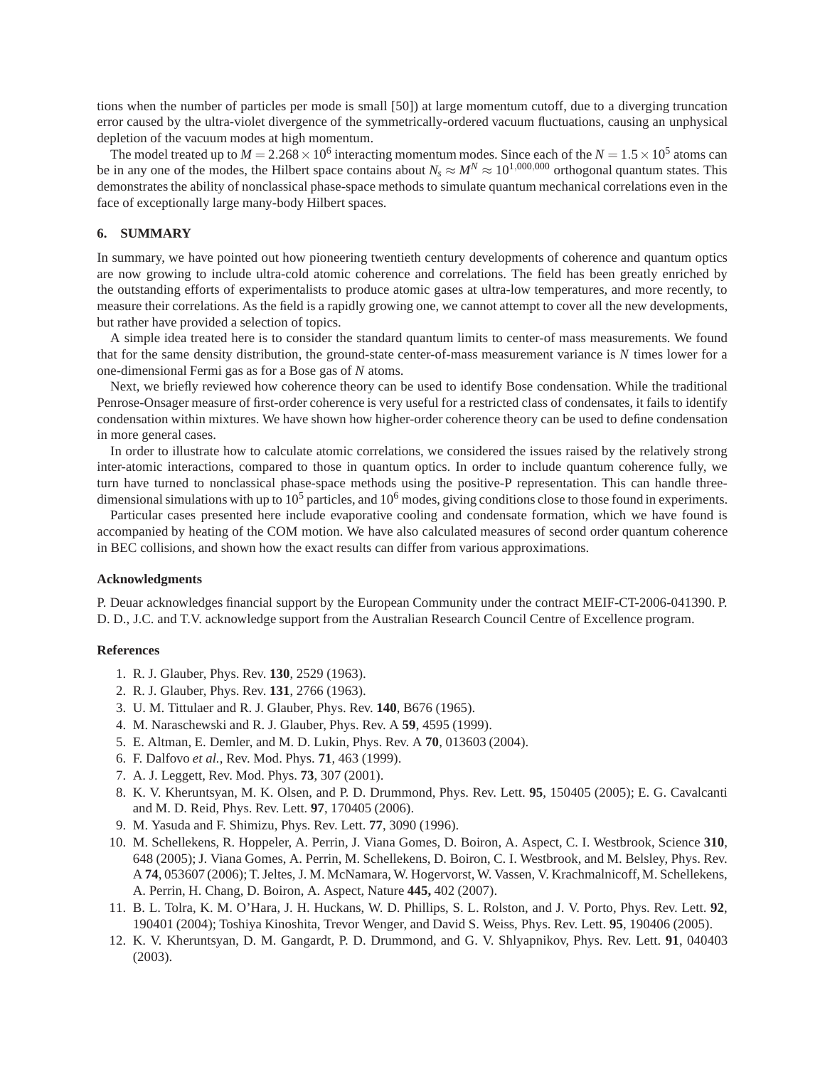tions when the number of particles per mode is small [50]) at large momentum cutoff, due to a diverging truncation error caused by the ultra-violet divergence of the symmetrically-ordered vacuum fluctuations, causing an unphysical depletion of the vacuum modes at high momentum.

The model treated up to $M = 2.268 \times 10^6$ interacting momentum modes. Since each of the $N = 1.5 \times 10^5$ atoms can be in any one of the modes, the Hilbert space contains about $N_s \approx M^N \approx 10^{1,000,000}$ orthogonal quantum states. This demonstrates the ability of nonclassical phase-space methods to simulate quantum mechanical correlations even in the face of exceptionally large many-body Hilbert spaces.

## 6. SUMMARY

In summary, we have pointed out how pioneering twentieth century developments of coherence and quantum optics are now growing to include ultra-cold atomic coherence and correlations. The field has been greatly enriched by the outstanding efforts of experimentalists to produce atomic gases at ultra-low temperatures, and more recently, to measure their correlations. As the field is a rapidly growing one, we cannot attempt to cover all the new developments, but rather have provided a selection of topics.

A simple idea treated here is to consider the standard quantum limits to center-of mass measurements. We found that for the same density distribution, the ground-state center-of-mass measurement variance is $N$ times lower for a one-dimensional Fermi gas as for a Bose gas of $N$ atoms.

Next, we briefly reviewed how coherence theory can be used to identify Bose condensation. While the traditional Penrose-Onsager measure of first-order coherence is very useful for a restricted class of condensates, it fails to identify condensation within mixtures. We have shown how higher-order coherence theory can be used to define condensation in more general cases.

In order to illustrate how to calculate atomic correlations, we considered the issues raised by the relatively strong inter-atomic interactions, compared to those in quantum optics. In order to include quantum coherence fully, we turn have turned to nonclassical phase-space methods using the positive-P representation. This can handle three-dimensional simulations with up to $10^5$ particles, and $10^6$ modes, giving conditions close to those found in experiments.

Particular cases presented here include evaporative cooling and condensate formation, which we have found is accompanied by heating of the COM motion. We have also calculated measures of second order quantum coherence in BEC collisions, and shown how the exact results can differ from various approximations.

### Acknowledgments

P. Deuar acknowledges financial support by the European Community under the contract MEIF-CT-2006-041390. P. D. D., J.C. and T.V. acknowledge support from the Australian Research Council Centre of Excellence program.

### References

1. R. J. Glauber, Phys. Rev. **130**, 2529 (1963).
2. R. J. Glauber, Phys. Rev. **131**, 2766 (1963).
3. U. M. Tittulaer and R. J. Glauber, Phys. Rev. **140**, B676 (1965).
4. M. Naraschewski and R. J. Glauber, Phys. Rev. A **59**, 4595 (1999).
5. E. Altman, E. Demler, and M. D. Lukin, Phys. Rev. A **70**, 013603 (2004).
6. F. Dalfovo *et al.*, Rev. Mod. Phys. **71**, 463 (1999).
7. A. J. Leggett, Rev. Mod. Phys. **73**, 307 (2001).
8. K. V. Kheruntsyan, M. K. Olsen, and P. D. Drummond, Phys. Rev. Lett. **95**, 150405 (2005); E. G. Cavalcanti and M. D. Reid, Phys. Rev. Lett. **97**, 170405 (2006).
9. M. Yasuda and F. Shimizu, Phys. Rev. Lett. **77**, 3090 (1996).
10. M. Schellekens, R. Hoppeler, A. Perrin, J. Viana Gomes, D. Boiron, A. Aspect, C. I. Westbrook, Science **310**, 648 (2005); J. Viana Gomes, A. Perrin, M. Schellekens, D. Boiron, C. I. Westbrook, and M. Belsley, Phys. Rev. A **74**, 053607 (2006); T. Jeltes, J. M. McNamara, W. Hogervorst, W. Vassen, V. Krachmalnicoff, M. Schellekens, A. Perrin, H. Chang, D. Boiron, A. Aspect, Nature **445,** 402 (2007).
11. B. L. Tolra, K. M. O'Hara, J. H. Huckans, W. D. Phillips, S. L. Rolston, and J. V. Porto, Phys. Rev. Lett. **92**, 190401 (2004); Toshiya Kinoshita, Trevor Wenger, and David S. Weiss, Phys. Rev. Lett. **95**, 190406 (2005).
12. K. V. Kheruntsyan, D. M. Gangardt, P. D. Drummond, and G. V. Shlyapnikov, Phys. Rev. Lett. **91**, 040403 (2003).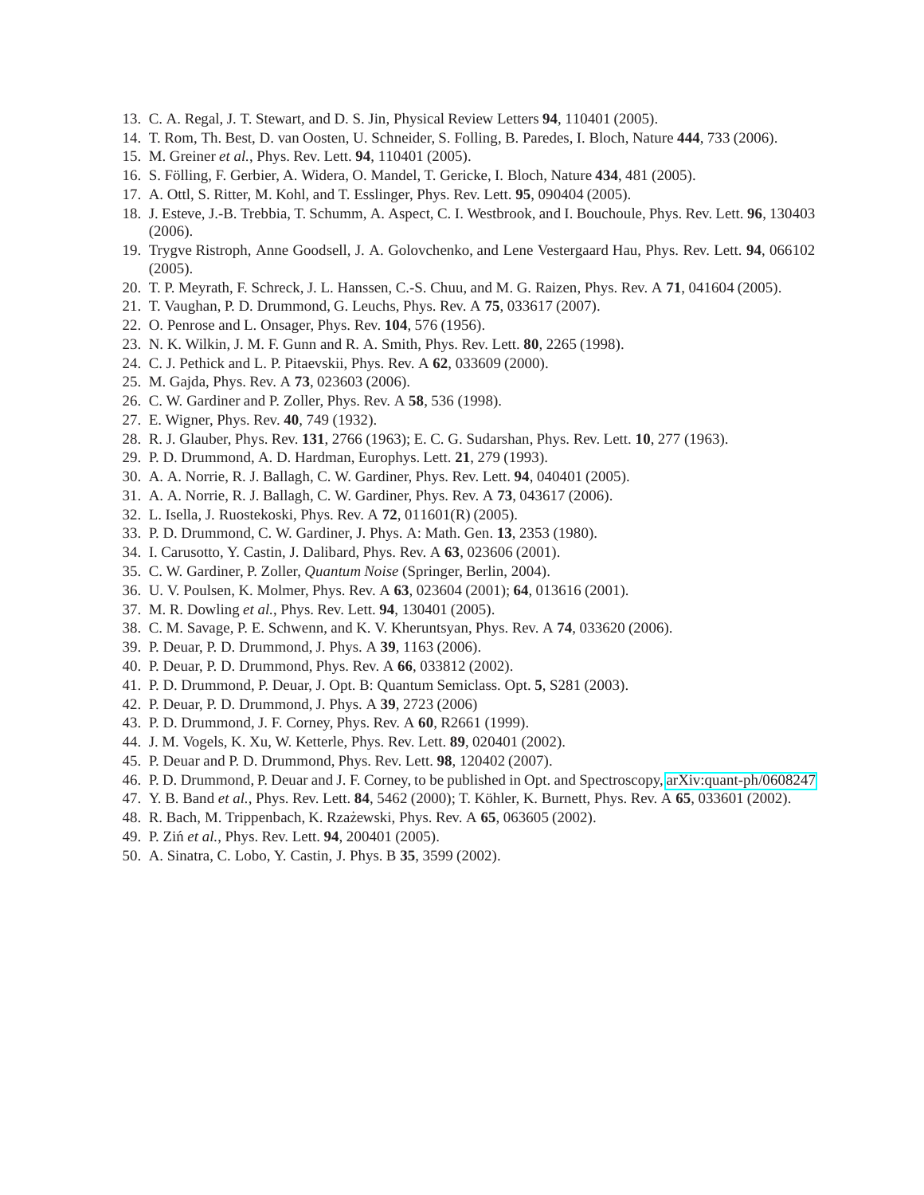13. C. A. Regal, J. T. Stewart, and D. S. Jin, Physical Review Letters **94**, 110401 (2005).
14. T. Rom, Th. Best, D. van Oosten, U. Schneider, S. Folling, B. Paredes, I. Bloch, Nature **444**, 733 (2006).
15. M. Greiner *et al.*, Phys. Rev. Lett. **94**, 110401 (2005).
16. S. Fölling, F. Gerbier, A. Widera, O. Mandel, T. Gericke, I. Bloch, Nature **434**, 481 (2005).
17. A. Ottl, S. Ritter, M. Kohl, and T. Esslinger, Phys. Rev. Lett. **95**, 090404 (2005).
18. J. Esteve, J.-B. Trebbia, T. Schumm, A. Aspect, C. I. Westbrook, and I. Bouchoule, Phys. Rev. Lett. **96**, 130403 (2006).
19. Trygve Ristroph, Anne Goodsell, J. A. Golovchenko, and Lene Vestergaard Hau, Phys. Rev. Lett. **94**, 066102 (2005).
20. T. P. Meyrath, F. Schreck, J. L. Hanssen, C.-S. Chuu, and M. G. Raizen, Phys. Rev. A **71**, 041604 (2005).
21. T. Vaughan, P. D. Drummond, G. Leuchs, Phys. Rev. A **75**, 033617 (2007).
22. O. Penrose and L. Onsager, Phys. Rev. **104**, 576 (1956).
23. N. K. Wilkin, J. M. F. Gunn and R. A. Smith, Phys. Rev. Lett. **80**, 2265 (1998).
24. C. J. Pethick and L. P. Pitaevskii, Phys. Rev. A **62**, 033609 (2000).
25. M. Gajda, Phys. Rev. A **73**, 023603 (2006).
26. C. W. Gardiner and P. Zoller, Phys. Rev. A **58**, 536 (1998).
27. E. Wigner, Phys. Rev. **40**, 749 (1932).
28. R. J. Glauber, Phys. Rev. **131**, 2766 (1963); E. C. G. Sudarshan, Phys. Rev. Lett. **10**, 277 (1963).
29. P. D. Drummond, A. D. Hardman, Europhys. Lett. **21**, 279 (1993).
30. A. A. Norrie, R. J. Ballagh, C. W. Gardiner, Phys. Rev. Lett. **94**, 040401 (2005).
31. A. A. Norrie, R. J. Ballagh, C. W. Gardiner, Phys. Rev. A **73**, 043617 (2006).
32. L. Isella, J. Ruostekoski, Phys. Rev. A **72**, 011601(R) (2005).
33. P. D. Drummond, C. W. Gardiner, J. Phys. A: Math. Gen. **13**, 2353 (1980).
34. I. Carusotto, Y. Castin, J. Dalibard, Phys. Rev. A **63**, 023606 (2001).
35. C. W. Gardiner, P. Zoller, *Quantum Noise* (Springer, Berlin, 2004).
36. U. V. Poulsen, K. Molmer, Phys. Rev. A **63**, 023604 (2001); **64**, 013616 (2001).
37. M. R. Dowling *et al.*, Phys. Rev. Lett. **94**, 130401 (2005).
38. C. M. Savage, P. E. Schwenn, and K. V. Kheruntsyan, Phys. Rev. A **74**, 033620 (2006).
39. P. Deuar, P. D. Drummond, J. Phys. A **39**, 1163 (2006).
40. P. Deuar, P. D. Drummond, Phys. Rev. A **66**, 033812 (2002).
41. P. D. Drummond, P. Deuar, J. Opt. B: Quantum Semiclass. Opt. **5**, S281 (2003).
42. P. Deuar, P. D. Drummond, J. Phys. A **39**, 2723 (2006)
43. P. D. Drummond, J. F. Corney, Phys. Rev. A **60**, R2661 (1999).
44. J. M. Vogels, K. Xu, W. Ketterle, Phys. Rev. Lett. **89**, 020401 (2002).
45. P. Deuar and P. D. Drummond, Phys. Rev. Lett. **98**, 120402 (2007).
46. P. D. Drummond, P. Deuar and J. F. Corney, to be published in Opt. and Spectroscopy, arXiv:quant-ph/0608247
47. Y. B. Band *et al.*, Phys. Rev. Lett. **84**, 5462 (2000); T. Köhler, K. Burnett, Phys. Rev. A **65**, 033601 (2002).
48. R. Bach, M. Trippenbach, K. Rzażewski, Phys. Rev. A **65**, 063605 (2002).
49. P. Ziń *et al.*, Phys. Rev. Lett. **94**, 200401 (2005).
50. A. Sinatra, C. Lobo, Y. Castin, J. Phys. B **35**, 3599 (2002).